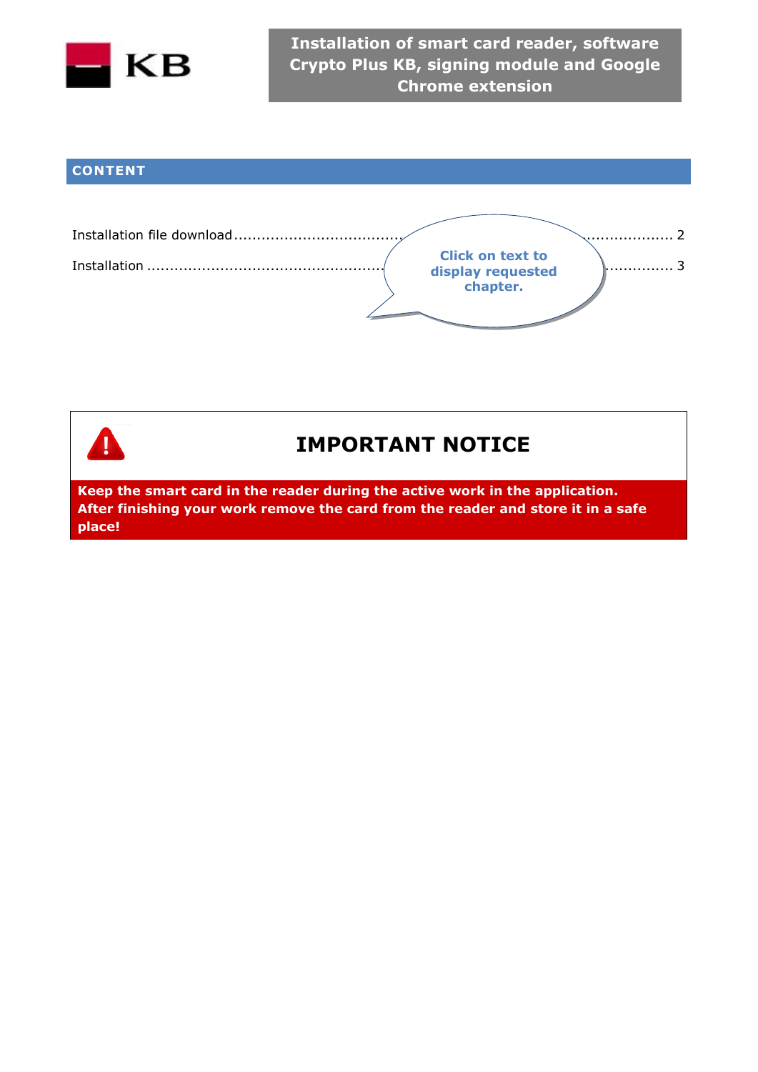# Installation of smart card reader, software Crypto Plus KB, signing module and Google Chrome extension

## CONTENT

Installation file download .................................................................................................. 2

Installation ........................................................................................................................ 3

Click on text to display requested chapter.

## IMPORTANT NOTICE

**Keep the smart card in the reader during the active work in the application. After finishing your work remove the card from the reader and store it in a safe place!**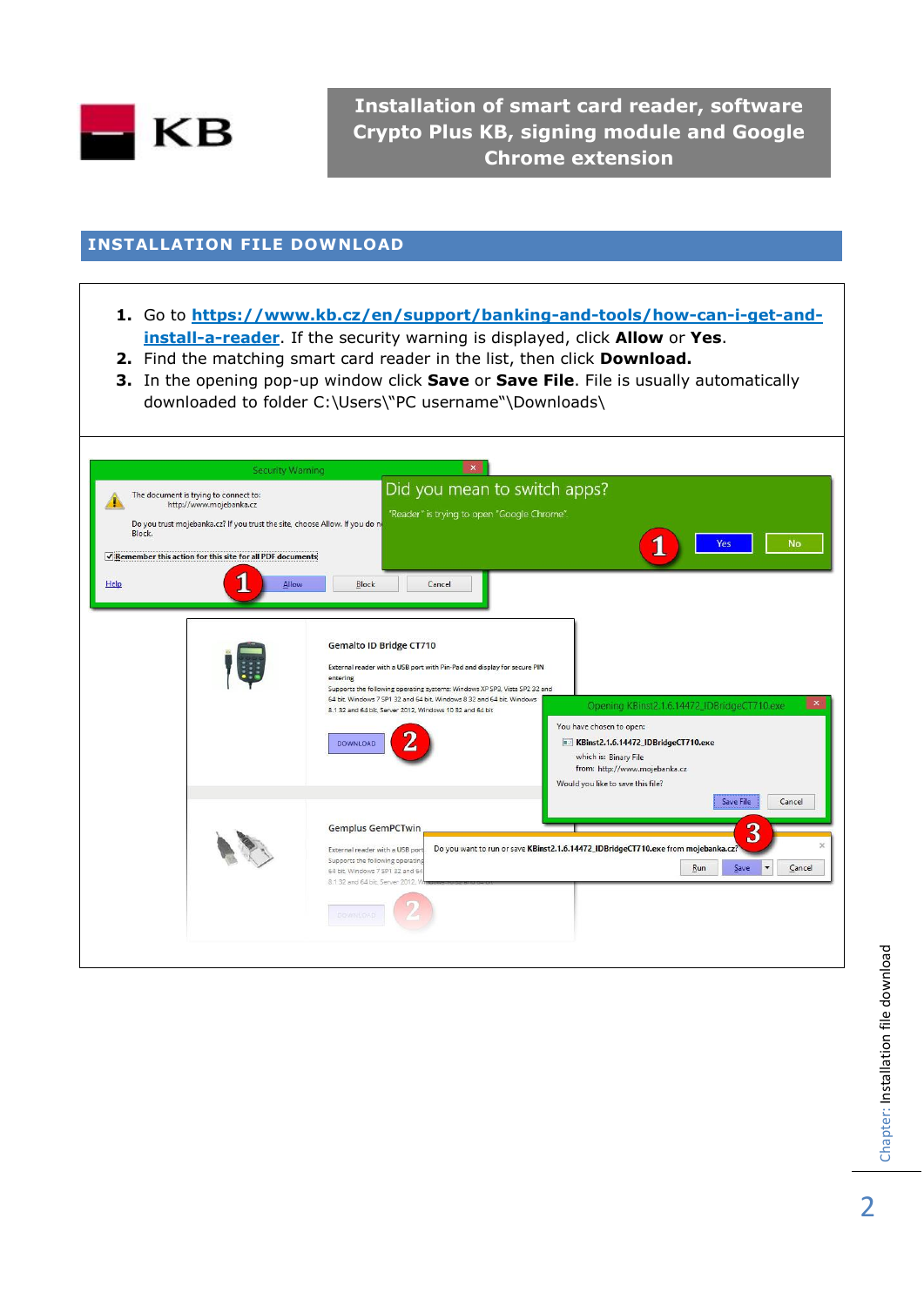# Installation of smart card reader, software Crypto Plus KB, signing module and Google Chrome extension

## INSTALLATION FILE DOWNLOAD

1. Go to [https://www.kb.cz/en/support/banking-and-tools/how-can-i-get-and-install-a-reader](https://www.kb.cz/en/support/banking-and-tools/how-can-i-get-and-install-a-reader). If the security warning is displayed, click **Allow** or **Yes**.
2. Find the matching smart card reader in the list, then click **Download.**
3. In the opening pop-up window click **Save** or **Save File**. File is usually automatically downloaded to folder C:\Users\"PC username"\Downloads\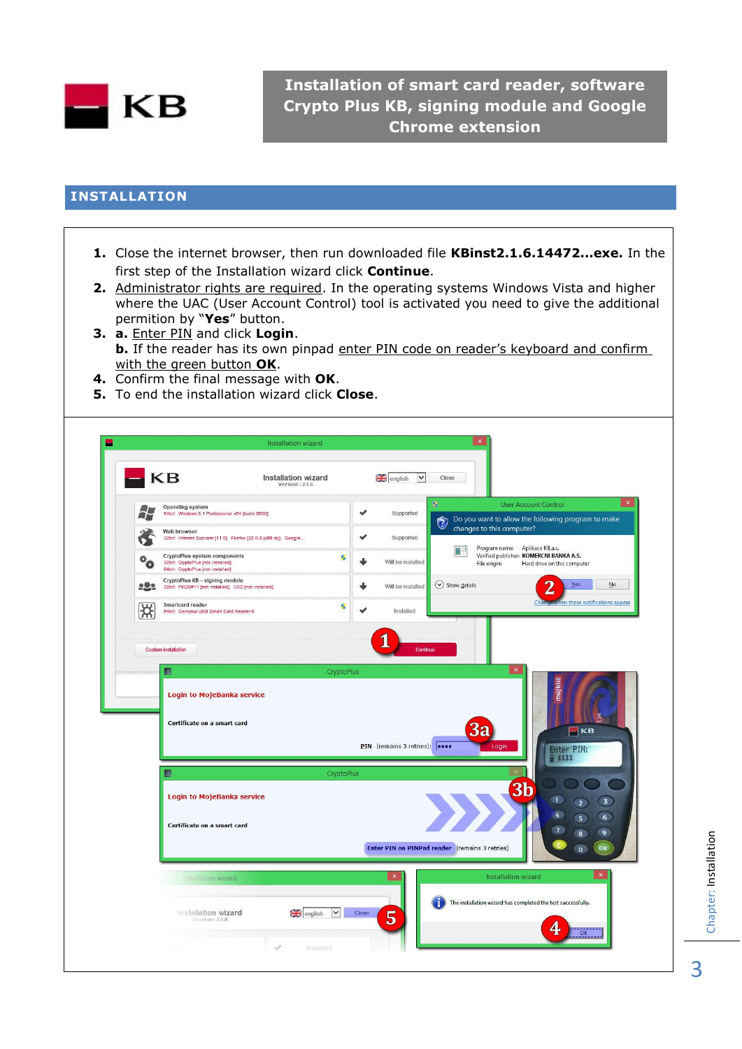# Installation of smart card reader, software Crypto Plus KB, signing module and Google Chrome extension

## INSTALLATION

1. Close the internet browser, then run downloaded file **KBinst2.1.6.14472...exe.** In the first step of the Installation wizard click **Continue**.
2. Administrator rights are required. In the operating systems Windows Vista and higher where the UAC (User Account Control) tool is activated you need to give the additional permition by "**Yes**" button.
3. **a.** Enter PIN and click **Login**.
   **b.** If the reader has its own pinpad enter PIN code on reader's keyboard and confirm with the green button **OK**.
4. Confirm the final message with **OK**.
5. To end the installation wizard click **Close**.